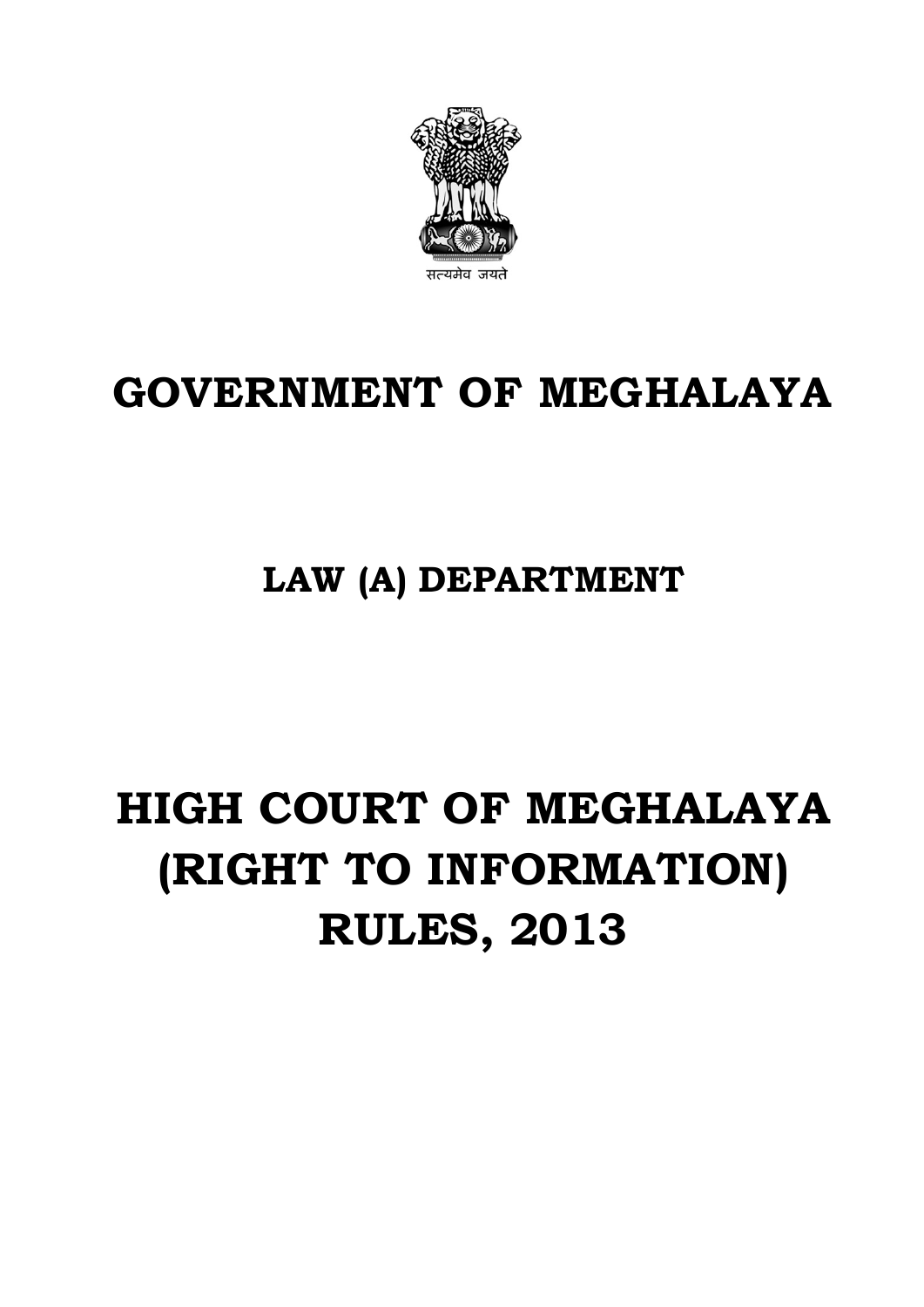सत्यमेव जयते

# GOVERNMENT OF MEGHALAYA

## LAW (A) DEPARTMENT

# HIGH COURT OF MEGHALAYA (RIGHT TO INFORMATION) RULES, 2013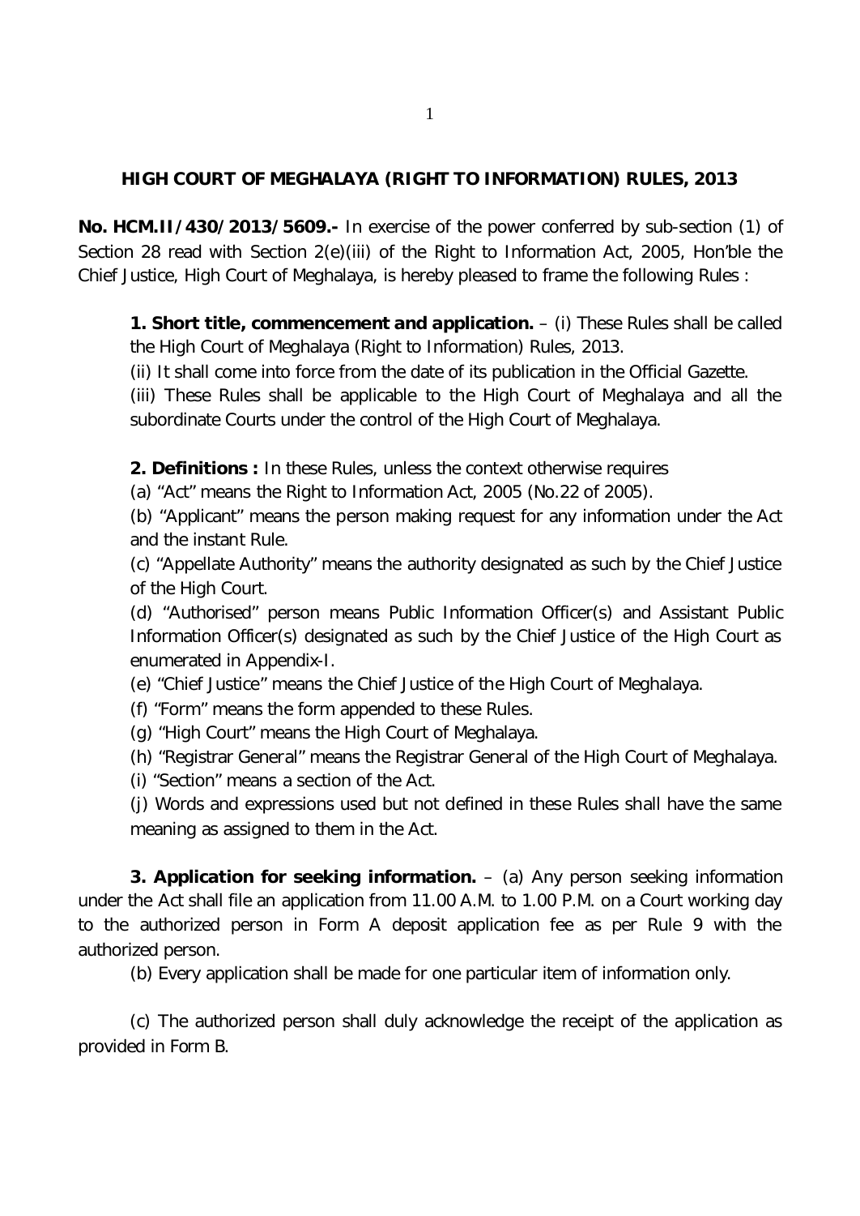# HIGH COURT OF MEGHALAYA (RIGHT TO INFORMATION) RULES, 2013

**No. HCM.II/430/2013/5609.-** In exercise of the power conferred by sub-section (1) of Section 28 read with Section 2(e)(iii) of the Right to Information Act, 2005, Hon'ble the Chief Justice, High Court of Meghalaya, is hereby pleased to frame the following Rules :

**1. Short title, commencement and application.** – (i) These Rules shall be called the High Court of Meghalaya (Right to Information) Rules, 2013.

(ii) It shall come into force from the date of its publication in the Official Gazette.

(iii) These Rules shall be applicable to the High Court of Meghalaya and all the subordinate Courts under the control of the High Court of Meghalaya.

**2. Definitions :** In these Rules, unless the context otherwise requires

(a) "Act" means the Right to Information Act, 2005 (No.22 of 2005).

(b) "Applicant" means the person making request for any information under the Act and the instant Rule.

(c) "Appellate Authority" means the authority designated as such by the Chief Justice of the High Court.

(d) "Authorised" person means Public Information Officer(s) and Assistant Public Information Officer(s) designated as such by the Chief Justice of the High Court as enumerated in Appendix-I.

(e) "Chief Justice" means the Chief Justice of the High Court of Meghalaya.

(f) "Form" means the form appended to these Rules.

(g) "High Court" means the High Court of Meghalaya.

(h) "Registrar General" means the Registrar General of the High Court of Meghalaya.

(i) "Section" means a section of the Act.

(j) Words and expressions used but not defined in these Rules shall have the same meaning as assigned to them in the Act.

**3. Application for seeking information.** – (a) Any person seeking information under the Act shall file an application from 11.00 A.M. to 1.00 P.M. on a Court working day to the authorized person in Form A deposit application fee as per Rule 9 with the authorized person.

(b) Every application shall be made for one particular item of information only.

(c) The authorized person shall duly acknowledge the receipt of the application as provided in Form B.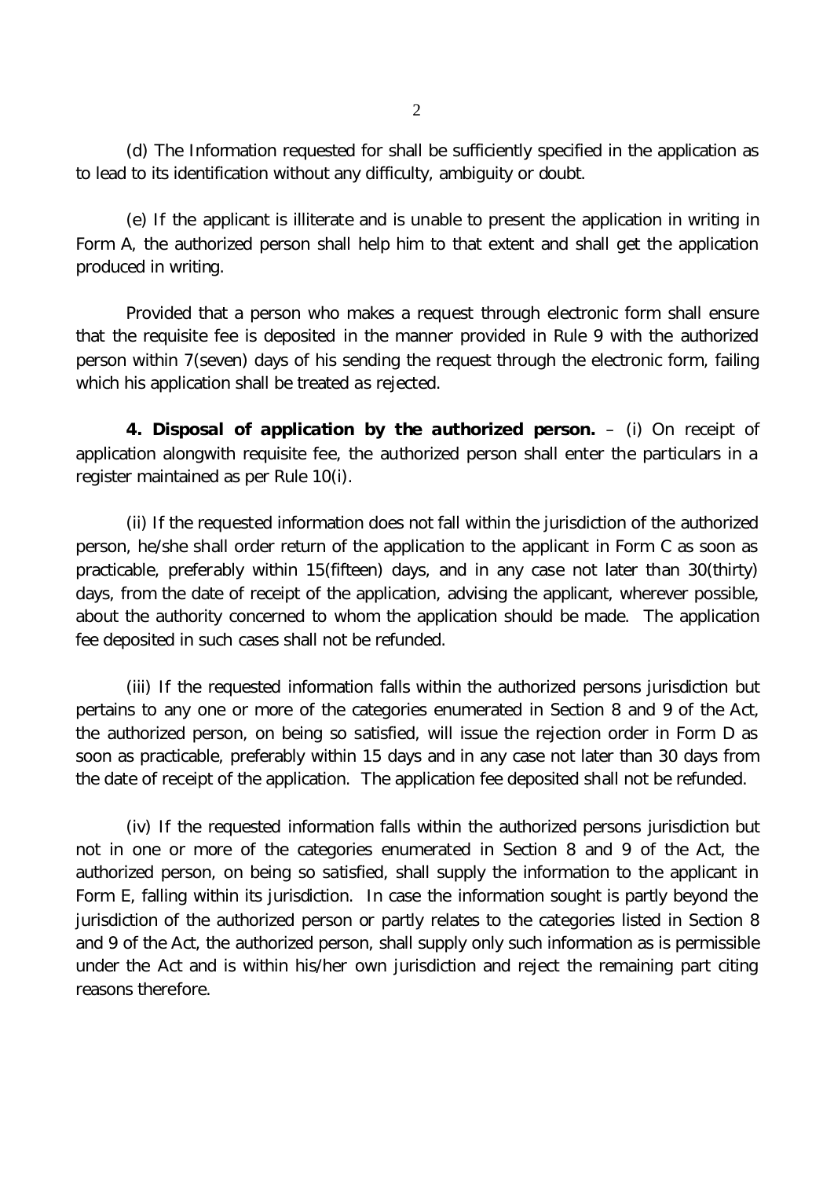(d) The Information requested for shall be sufficiently specified in the application as to lead to its identification without any difficulty, ambiguity or doubt.

(e) If the applicant is illiterate and is unable to present the application in writing in Form A, the authorized person shall help him to that extent and shall get the application produced in writing.

Provided that a person who makes a request through electronic form shall ensure that the requisite fee is deposited in the manner provided in Rule 9 with the authorized person within 7(seven) days of his sending the request through the electronic form, failing which his application shall be treated as rejected.

**4. Disposal of application by the authorized person.** – (i) On receipt of application alongwith requisite fee, the authorized person shall enter the particulars in a register maintained as per Rule 10(i).

(ii) If the requested information does not fall within the jurisdiction of the authorized person, he/she shall order return of the application to the applicant in Form C as soon as practicable, preferably within 15(fifteen) days, and in any case not later than 30(thirty) days, from the date of receipt of the application, advising the applicant, wherever possible, about the authority concerned to whom the application should be made. The application fee deposited in such cases shall not be refunded.

(iii) If the requested information falls within the authorized persons jurisdiction but pertains to any one or more of the categories enumerated in Section 8 and 9 of the Act, the authorized person, on being so satisfied, will issue the rejection order in Form D as soon as practicable, preferably within 15 days and in any case not later than 30 days from the date of receipt of the application. The application fee deposited shall not be refunded.

(iv) If the requested information falls within the authorized persons jurisdiction but not in one or more of the categories enumerated in Section 8 and 9 of the Act, the authorized person, on being so satisfied, shall supply the information to the applicant in Form E, falling within its jurisdiction. In case the information sought is partly beyond the jurisdiction of the authorized person or partly relates to the categories listed in Section 8 and 9 of the Act, the authorized person, shall supply only such information as is permissible under the Act and is within his/her own jurisdiction and reject the remaining part citing reasons therefore.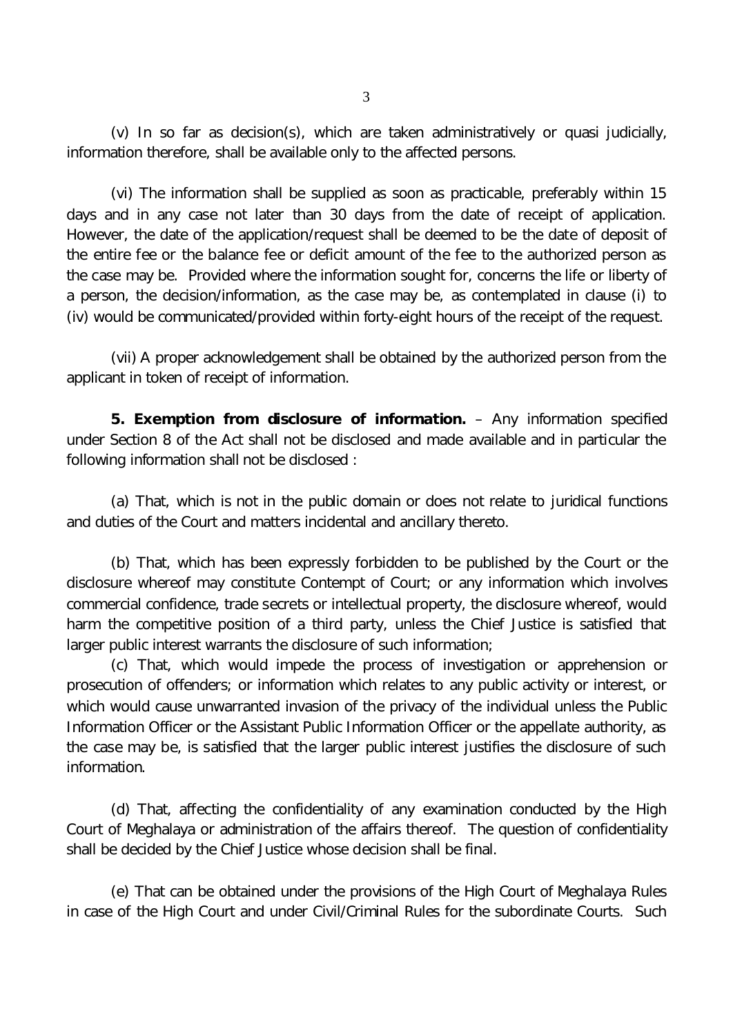(v) In so far as decision(s), which are taken administratively or quasi judicially, information therefore, shall be available only to the affected persons.

(vi) The information shall be supplied as soon as practicable, preferably within 15 days and in any case not later than 30 days from the date of receipt of application. However, the date of the application/request shall be deemed to be the date of deposit of the entire fee or the balance fee or deficit amount of the fee to the authorized person as the case may be. Provided where the information sought for, concerns the life or liberty of a person, the decision/information, as the case may be, as contemplated in clause (i) to (iv) would be communicated/provided within forty-eight hours of the receipt of the request.

(vii) A proper acknowledgement shall be obtained by the authorized person from the applicant in token of receipt of information.

**5. Exemption from disclosure of information.** – Any information specified under Section 8 of the Act shall not be disclosed and made available and in particular the following information shall not be disclosed :

(a) That, which is not in the public domain or does not relate to juridical functions and duties of the Court and matters incidental and ancillary thereto.

(b) That, which has been expressly forbidden to be published by the Court or the disclosure whereof may constitute Contempt of Court; or any information which involves commercial confidence, trade secrets or intellectual property, the disclosure whereof, would harm the competitive position of a third party, unless the Chief Justice is satisfied that larger public interest warrants the disclosure of such information;

(c) That, which would impede the process of investigation or apprehension or prosecution of offenders; or information which relates to any public activity or interest, or which would cause unwarranted invasion of the privacy of the individual unless the Public Information Officer or the Assistant Public Information Officer or the appellate authority, as the case may be, is satisfied that the larger public interest justifies the disclosure of such information.

(d) That, affecting the confidentiality of any examination conducted by the High Court of Meghalaya or administration of the affairs thereof. The question of confidentiality shall be decided by the Chief Justice whose decision shall be final.

(e) That can be obtained under the provisions of the High Court of Meghalaya Rules in case of the High Court and under Civil/Criminal Rules for the subordinate Courts. Such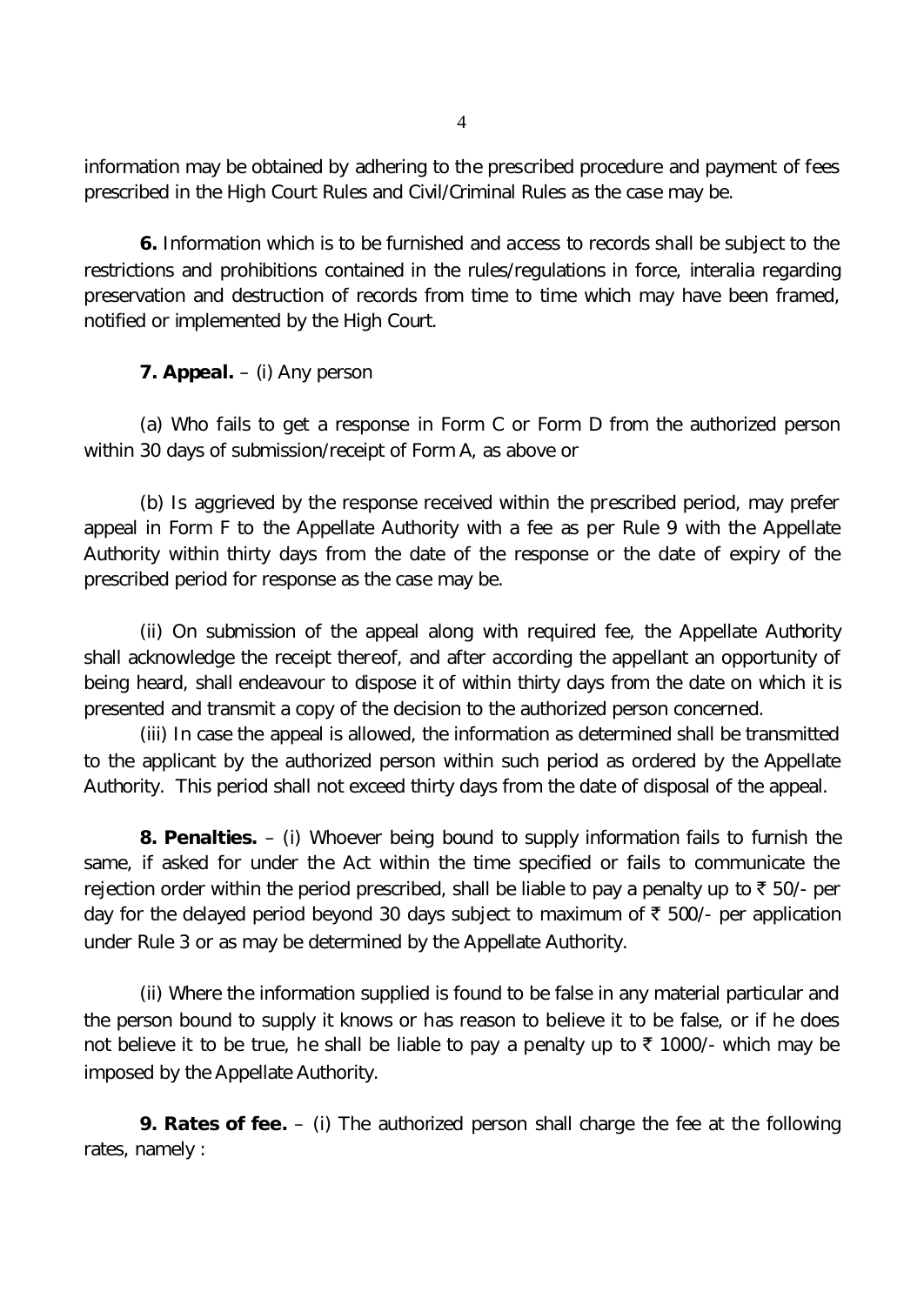information may be obtained by adhering to the prescribed procedure and payment of fees prescribed in the High Court Rules and Civil/Criminal Rules as the case may be.

**6.** Information which is to be furnished and access to records shall be subject to the restrictions and prohibitions contained in the rules/regulations in force, interalia regarding preservation and destruction of records from time to time which may have been framed, notified or implemented by the High Court.

**7. Appeal.** – (i) Any person

(a) Who fails to get a response in Form C or Form D from the authorized person within 30 days of submission/receipt of Form A, as above or

(b) Is aggrieved by the response received within the prescribed period, may prefer appeal in Form F to the Appellate Authority with a fee as per Rule 9 with the Appellate Authority within thirty days from the date of the response or the date of expiry of the prescribed period for response as the case may be.

(ii) On submission of the appeal along with required fee, the Appellate Authority shall acknowledge the receipt thereof, and after according the appellant an opportunity of being heard, shall endeavour to dispose it of within thirty days from the date on which it is presented and transmit a copy of the decision to the authorized person concerned.

(iii) In case the appeal is allowed, the information as determined shall be transmitted to the applicant by the authorized person within such period as ordered by the Appellate Authority. This period shall not exceed thirty days from the date of disposal of the appeal.

**8. Penalties.** – (i) Whoever being bound to supply information fails to furnish the same, if asked for under the Act within the time specified or fails to communicate the rejection order within the period prescribed, shall be liable to pay a penalty up to ₹ 50/- per day for the delayed period beyond 30 days subject to maximum of ₹ 500/- per application under Rule 3 or as may be determined by the Appellate Authority.

(ii) Where the information supplied is found to be false in any material particular and the person bound to supply it knows or has reason to believe it to be false, or if he does not believe it to be true, he shall be liable to pay a penalty up to ₹ 1000/- which may be imposed by the Appellate Authority.

**9. Rates of fee.** – (i) The authorized person shall charge the fee at the following rates, namely :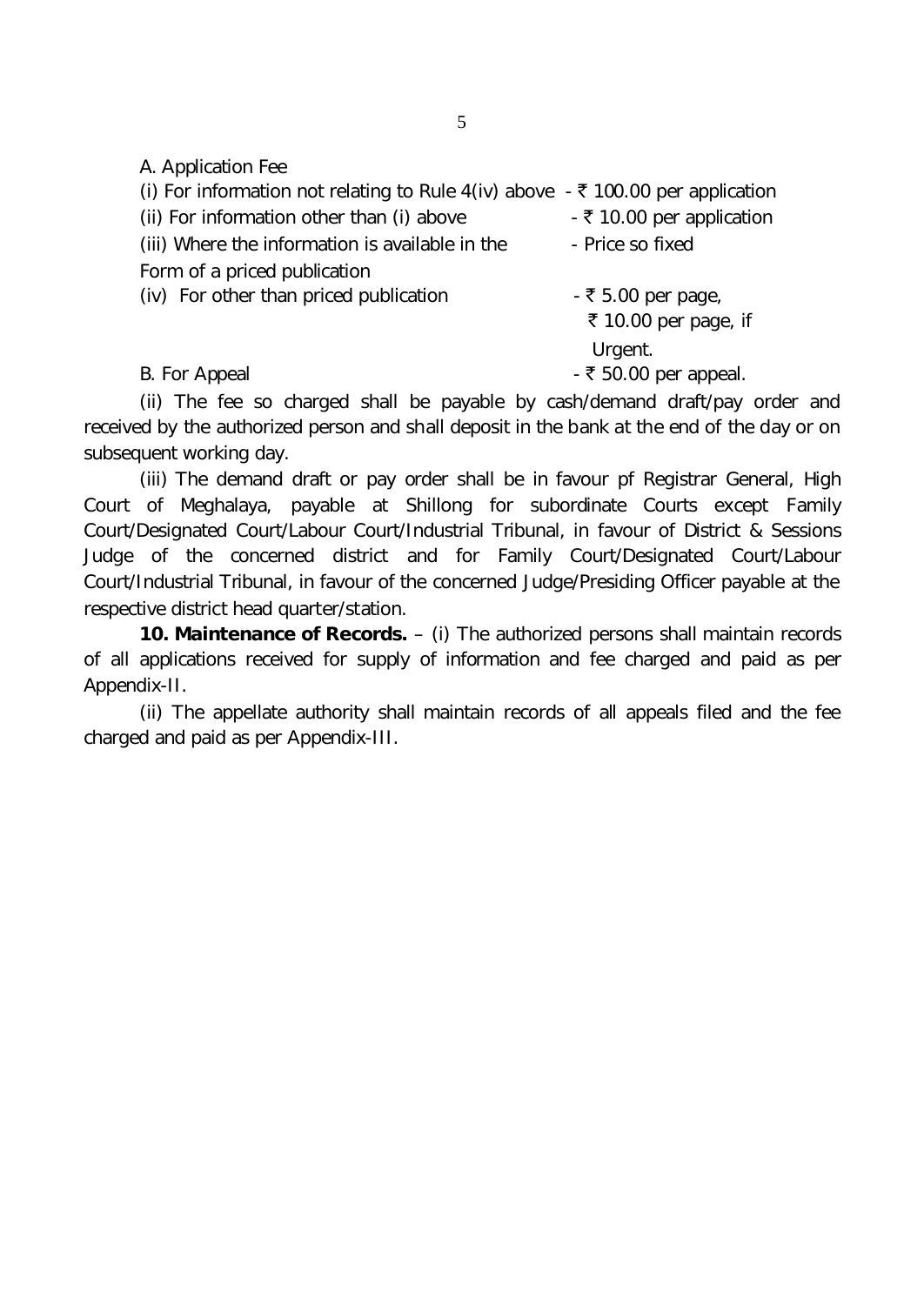A. Application Fee

| | |
|---|---|
| (i) For information not relating to Rule 4(iv) above | - ₹ 100.00 per application |
| (ii) For information other than (i) above | - ₹ 10.00 per application |
| (iii) Where the information is available in the Form of a priced publication | - Price so fixed |
| (iv) For other than priced publication | - ₹ 5.00 per page, ₹ 10.00 per page, if Urgent. |

B. For Appeal - ₹ 50.00 per appeal.

(ii) The fee so charged shall be payable by cash/demand draft/pay order and received by the authorized person and shall deposit in the bank at the end of the day or on subsequent working day.

(iii) The demand draft or pay order shall be in favour pf Registrar General, High Court of Meghalaya, payable at Shillong for subordinate Courts except Family Court/Designated Court/Labour Court/Industrial Tribunal, in favour of District & Sessions Judge of the concerned district and for Family Court/Designated Court/Labour Court/Industrial Tribunal, in favour of the concerned Judge/Presiding Officer payable at the respective district head quarter/station.

**10. Maintenance of Records.** – (i) The authorized persons shall maintain records of all applications received for supply of information and fee charged and paid as per Appendix-II.

(ii) The appellate authority shall maintain records of all appeals filed and the fee charged and paid as per Appendix-III.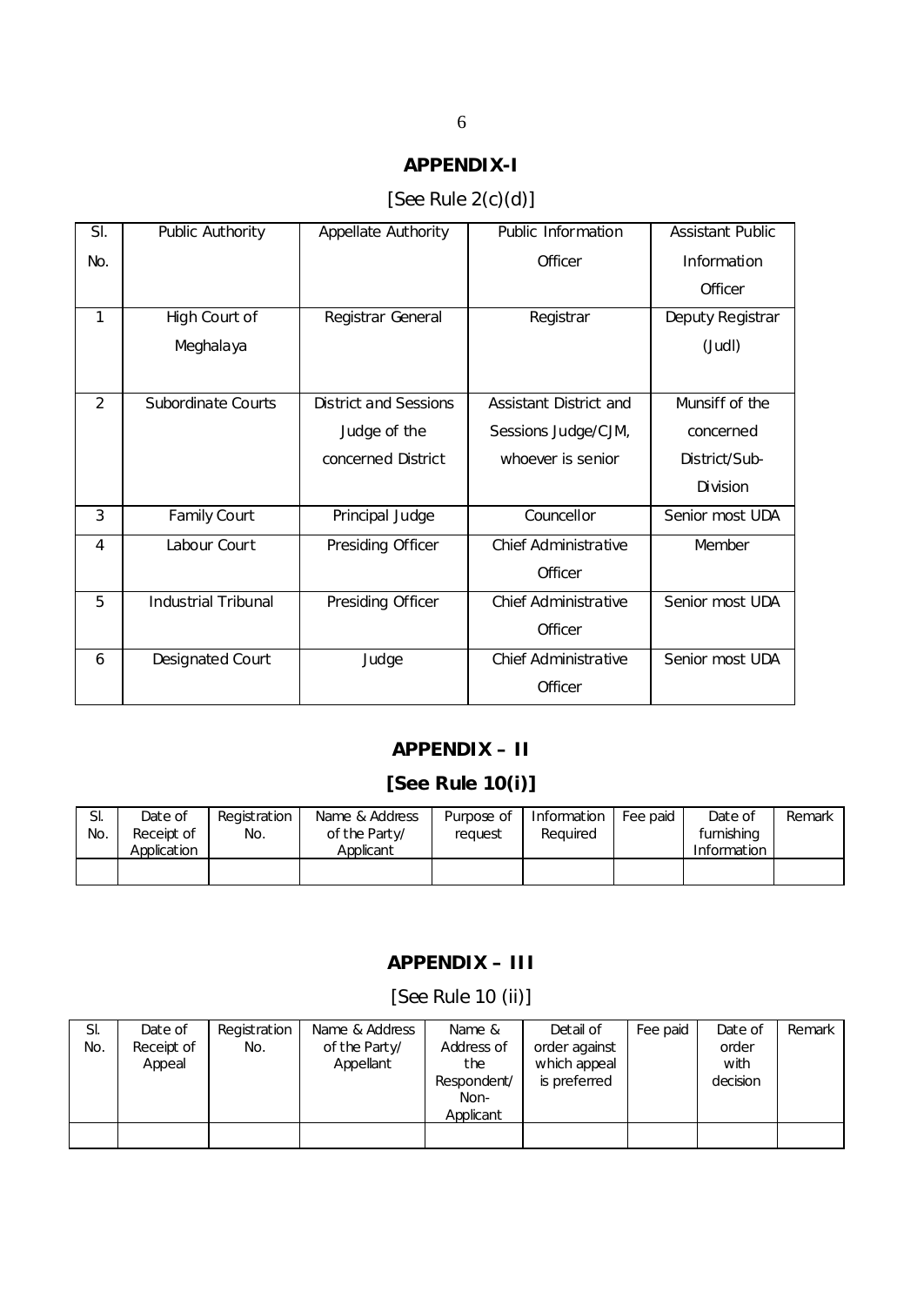## APPENDIX-I

[See Rule 2(c)(d)]

| Sl. No. | Public Authority | Appellate Authority | Public Information Officer | Assistant Public Information Officer |
|---|---|---|---|---|
| 1 | High Court of Meghalaya | Registrar General | Registrar | Deputy Registrar (Judl) |
| 2 | Subordinate Courts | District and Sessions Judge of the concerned District | Assistant District and Sessions Judge/CJM, whoever is senior | Munsiff of the concerned District/Sub-Division |
| 3 | Family Court | Principal Judge | Councellor | Senior most UDA |
| 4 | Labour Court | Presiding Officer | Chief Administrative Officer | Member |
| 5 | Industrial Tribunal | Presiding Officer | Chief Administrative Officer | Senior most UDA |
| 6 | Designated Court | Judge | Chief Administrative Officer | Senior most UDA |

## APPENDIX – II

### [See Rule 10(i)]

| Sl. No. | Date of Receipt of Application | Registration No. | Name & Address of the Party/ Applicant | Purpose of request | Information Required | Fee paid | Date of furnishing Information | Remark |
|---|---|---|---|---|---|---|---|---|
| | | | | | | | | |

## APPENDIX – III

[See Rule 10 (ii)]

| Sl. No. | Date of Receipt of Appeal | Registration No. | Name & Address of the Party/ Appellant | Name & Address of the Respondent/ Non-Applicant | Detail of order against which appeal is preferred | Fee paid | Date of order with decision | Remark |
|---|---|---|---|---|---|---|---|---|
| | | | | | | | | |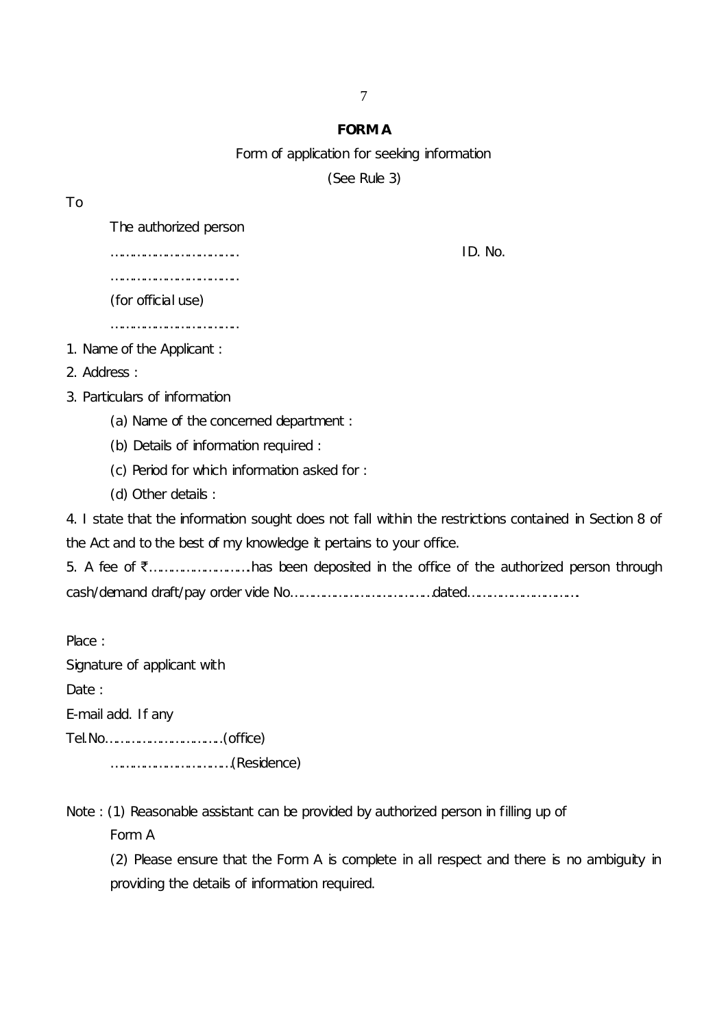**FORM A**

Form of application for seeking information

(See Rule 3)

To

The authorized person

……………………………　　　　　　　　　　　　　　　　ID. No.

……………………………

(for official use)

……………………………

1. Name of the Applicant :
2. Address :
3. Particulars of information
   (a) Name of the concerned department :
   (b) Details of information required :
   (c) Period for which information asked for :
   (d) Other details :
4. I state that the information sought does not fall within the restrictions contained in Section 8 of the Act and to the best of my knowledge it pertains to your office.
5. A fee of ₹……………………has been deposited in the office of the authorized person through cash/demand draft/pay order vide No……………………………dated………………………

Place :

Signature of applicant with

Date :

E-mail add. If any

Tel.No…………………………(office)

…………………………(Residence)

Note : (1) Reasonable assistant can be provided by authorized person in filling up of Form A

(2) Please ensure that the Form A is complete in all respect and there is no ambiguity in providing the details of information required.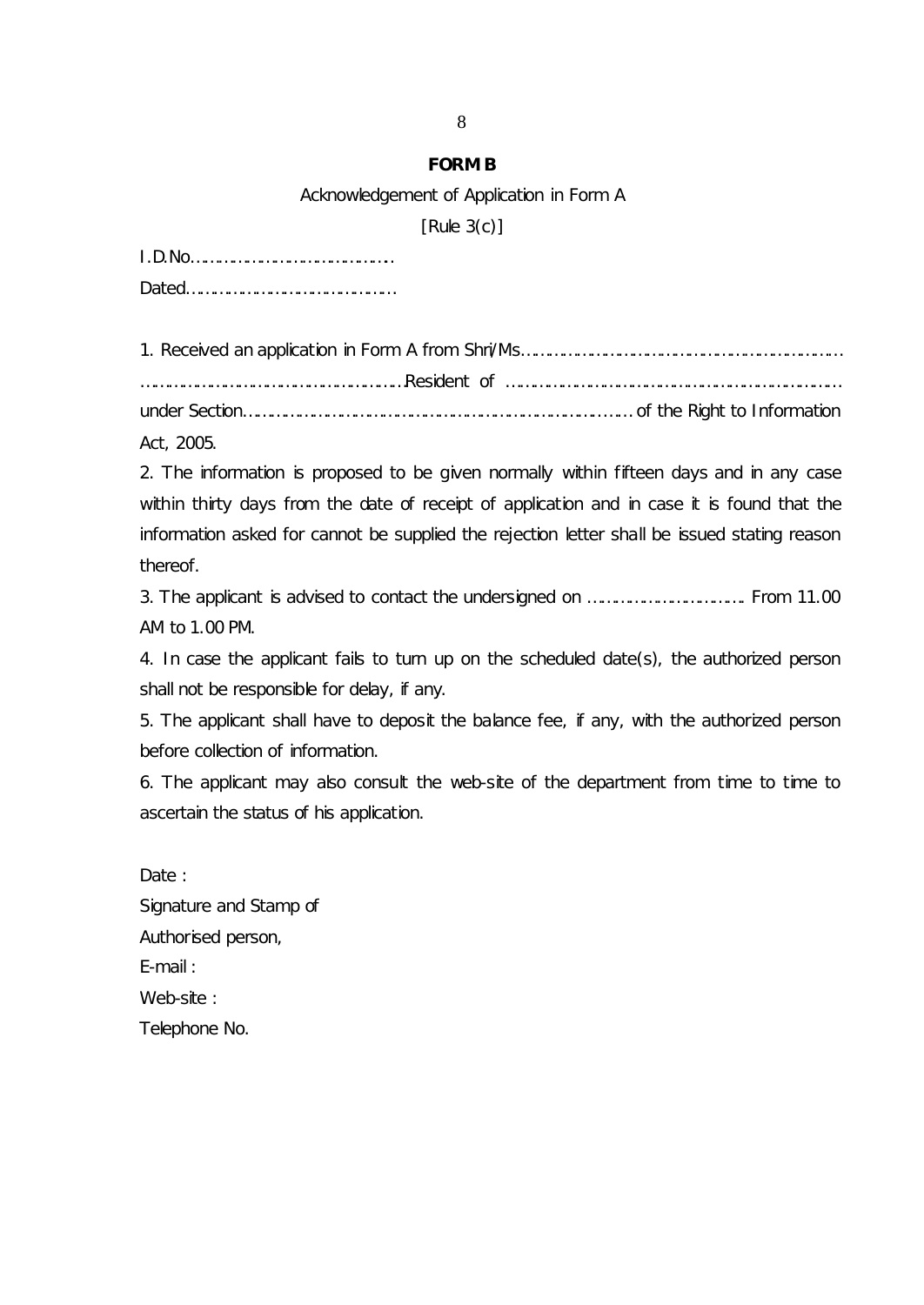**FORM B**

Acknowledgement of Application in Form A

[Rule 3(c)]

I.D.No……………………………………

Dated……………………………………

1. Received an application in Form A from Shri/Ms…………………………………………………………… ………………………………………………Resident of …………………………………………………………… under Section……………………………………………………………………… of the Right to Information Act, 2005.

2. The information is proposed to be given normally within fifteen days and in any case within thirty days from the date of receipt of application and in case it is found that the information asked for cannot be supplied the rejection letter shall be issued stating reason thereof.

3. The applicant is advised to contact the undersigned on ……………………………. From 11.00 AM to 1.00 PM.

4. In case the applicant fails to turn up on the scheduled date(s), the authorized person shall not be responsible for delay, if any.

5. The applicant shall have to deposit the balance fee, if any, with the authorized person before collection of information.

6. The applicant may also consult the web-site of the department from time to time to ascertain the status of his application.

Date :

Signature and Stamp of

Authorised person,

E-mail :

Web-site :

Telephone No.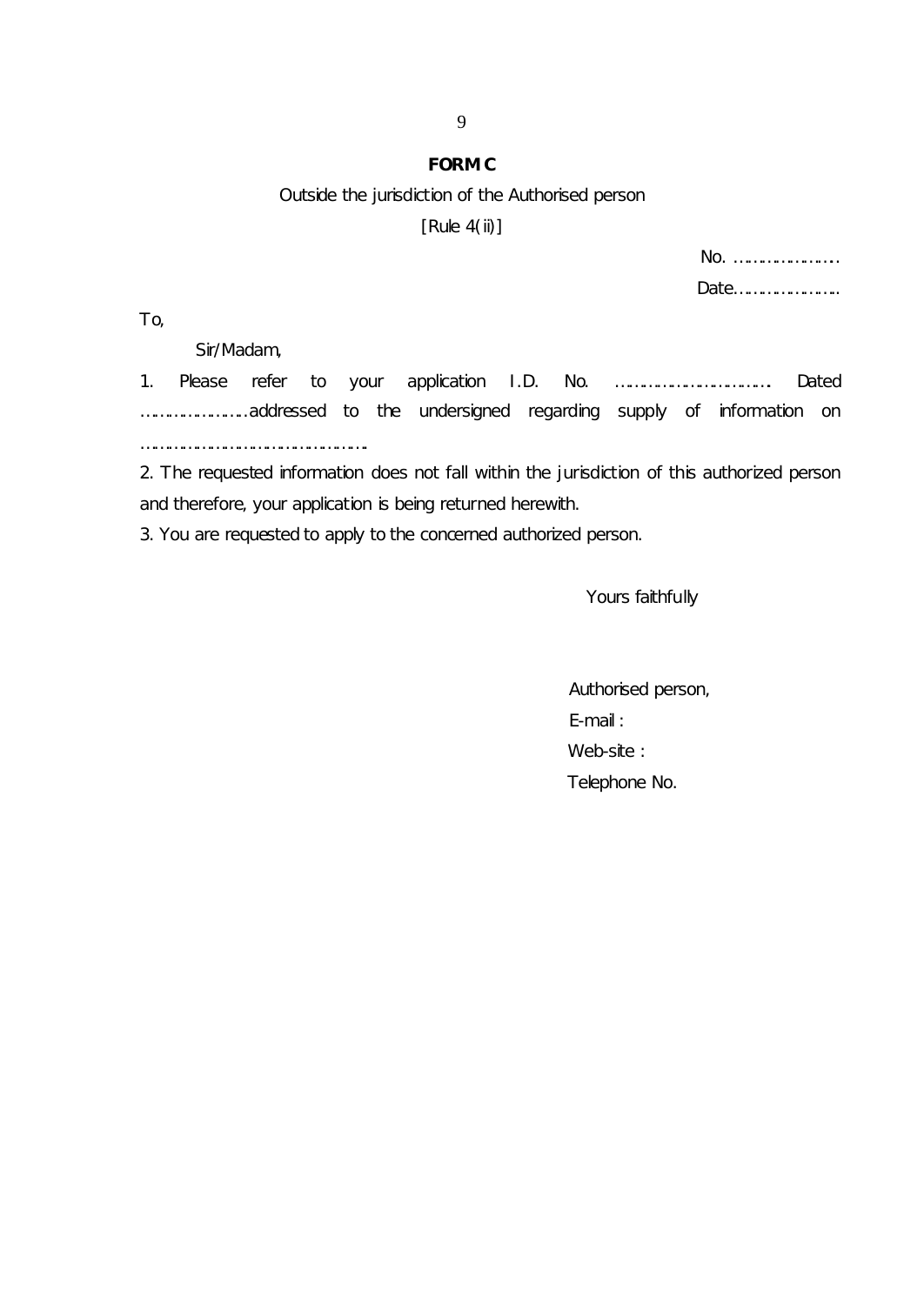**FORM C**

Outside the jurisdiction of the Authorised person

[Rule 4(ii)]

No. …………………

Date…………………

To,

Sir/Madam,

1. Please refer to your application I.D. No. ………………………… Dated …………………addressed to the undersigned regarding supply of information on ………………………………………

2. The requested information does not fall within the jurisdiction of this authorized person and therefore, your application is being returned herewith.

3. You are requested to apply to the concerned authorized person.

Yours faithfully

Authorised person,

E-mail :

Web-site :

Telephone No.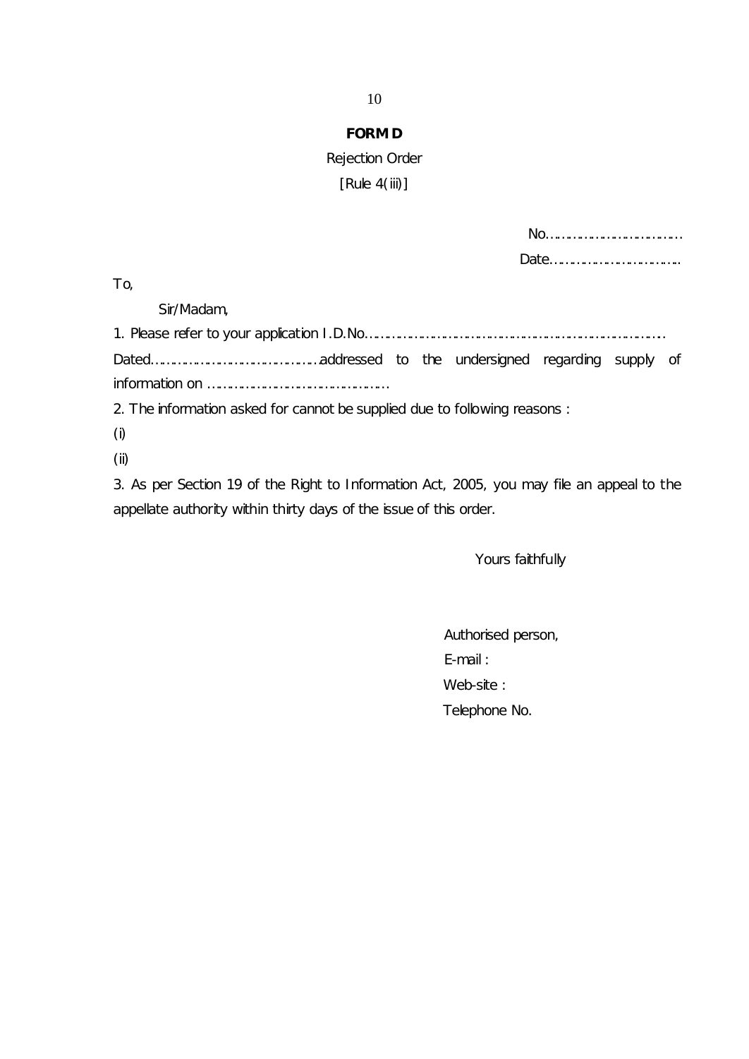**FORM D**

Rejection Order

[Rule 4(iii)]

No……………………………

Date……………………………

To,

Sir/Madam,

1. Please refer to your application I.D.No…………………………………………………………………… Dated……………………………………addressed to the undersigned regarding supply of information on ………………………………………

2. The information asked for cannot be supplied due to following reasons :

(i)

(ii)

3. As per Section 19 of the Right to Information Act, 2005, you may file an appeal to the appellate authority within thirty days of the issue of this order.

Yours faithfully

Authorised person,

E-mail :

Web-site :

Telephone No.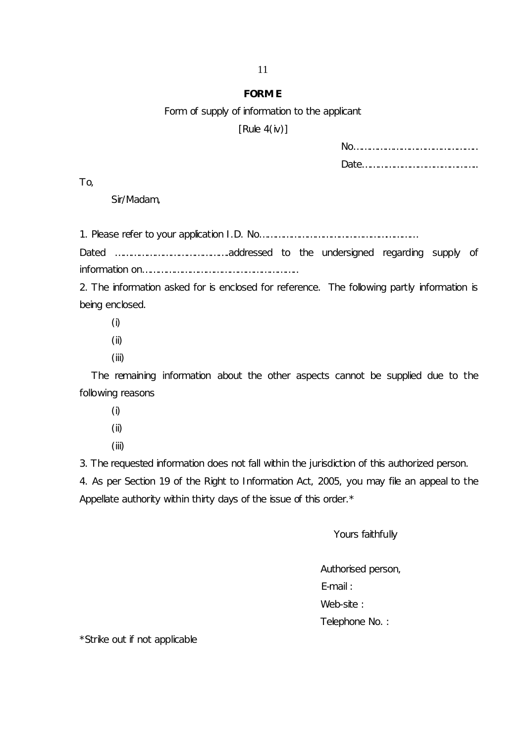# FORM E

Form of supply of information to the applicant

[Rule 4(iv)]

No……………………………………….

Date……………………………………..

To,

Sir/Madam,

1. Please refer to your application I.D. No…………………………………………………… Dated ……………………………………addressed to the undersigned regarding supply of information on……………………………………………………

2. The information asked for is enclosed for reference. The following partly information is being enclosed.

(i)

(ii)

(iii)

The remaining information about the other aspects cannot be supplied due to the following reasons

(i)

(ii)

(iii)

3. The requested information does not fall within the jurisdiction of this authorized person.

4. As per Section 19 of the Right to Information Act, 2005, you may file an appeal to the Appellate authority within thirty days of the issue of this order.*

Yours faithfully

Authorised person,

E-mail :

Web-site :

Telephone No. :

*Strike out if not applicable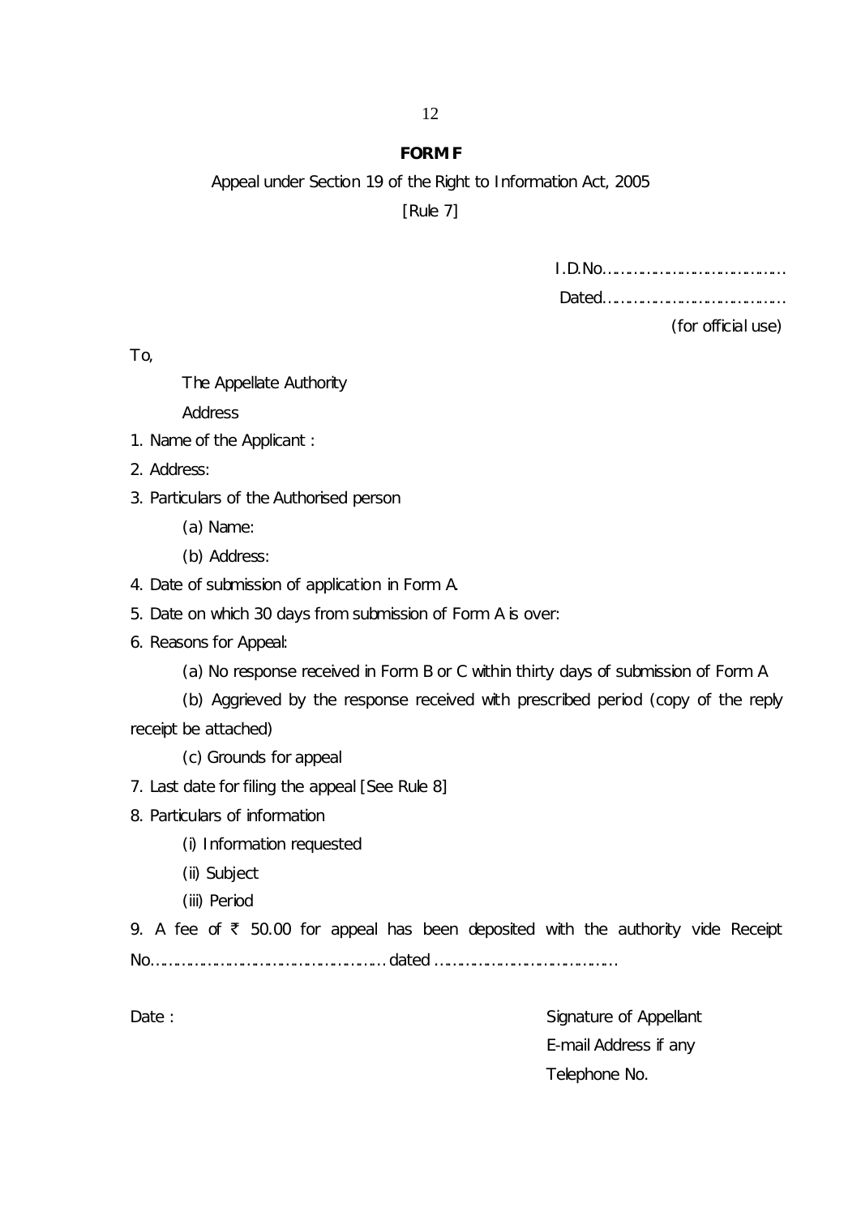## FORM F

Appeal under Section 19 of the Right to Information Act, 2005

[Rule 7]

I.D.No……………………………………

Dated……………………………………

(for official use)

To,

The Appellate Authority

Address

1. Name of the Applicant :
2. Address:
3. Particulars of the Authorised person
   - (a) Name:
   - (b) Address:
4. Date of submission of application in Form A.
5. Date on which 30 days from submission of Form A is over:
6. Reasons for Appeal:
   - (a) No response received in Form B or C within thirty days of submission of Form A
   - (b) Aggrieved by the response received with prescribed period (copy of the reply receipt be attached)
   - (c) Grounds for appeal
7. Last date for filing the appeal [See Rule 8]
8. Particulars of information
   - (i) Information requested
   - (ii) Subject
   - (iii) Period
9. A fee of ₹ 50.00 for appeal has been deposited with the authority vide Receipt No……………………………………………dated …………………………………

Date :

Signature of Appellant

E-mail Address if any

Telephone No.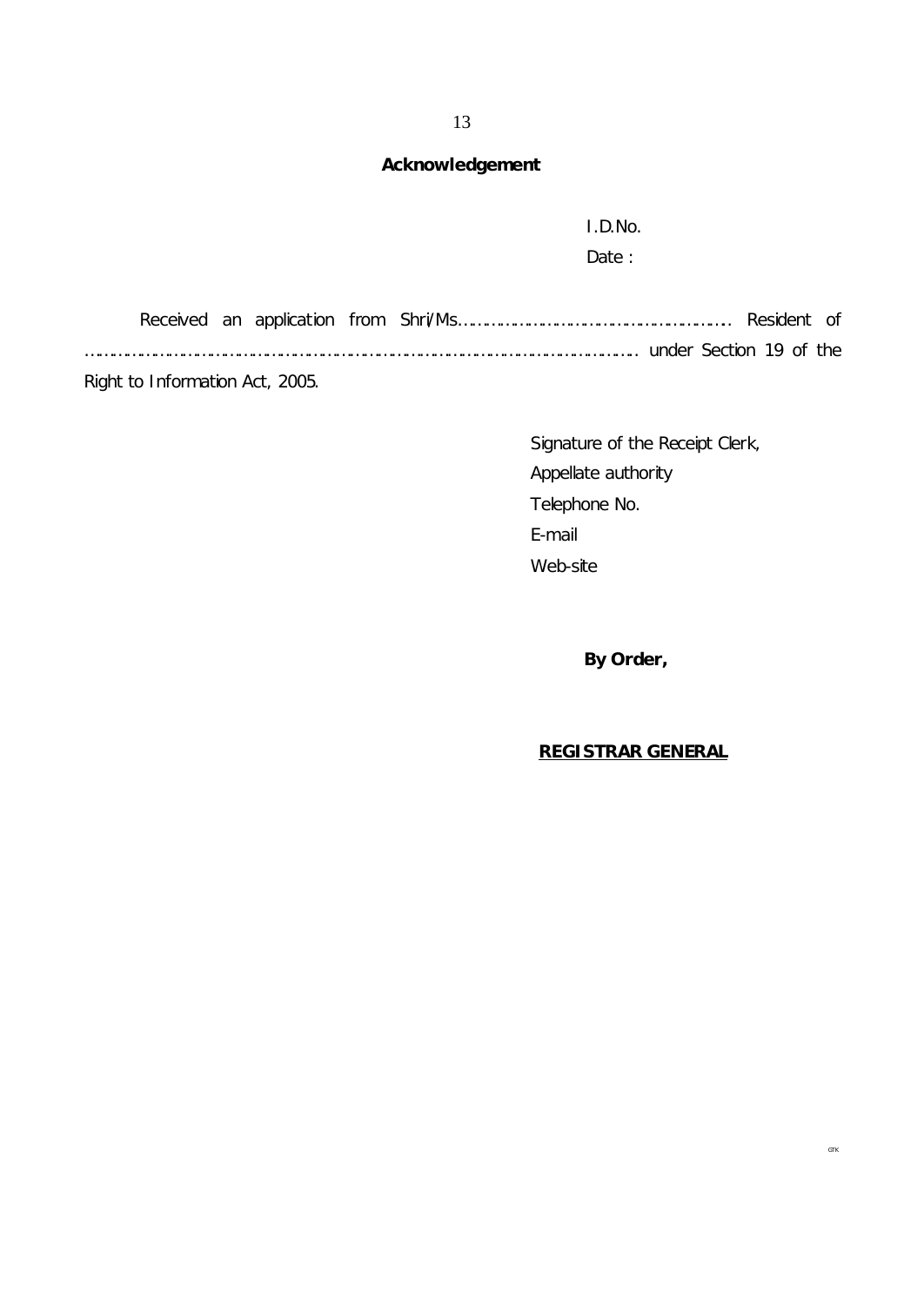## Acknowledgement

I.D.No.

Date :

Received an application from Shri/Ms………………………………………………… Resident of ………………………………………………………………………………………… under Section 19 of the Right to Information Act, 2005.

Signature of the Receipt Clerk,

Appellate authority

Telephone No.

E-mail

Web-site

**By Order,**

**REGISTRAR GENERAL**

GTK